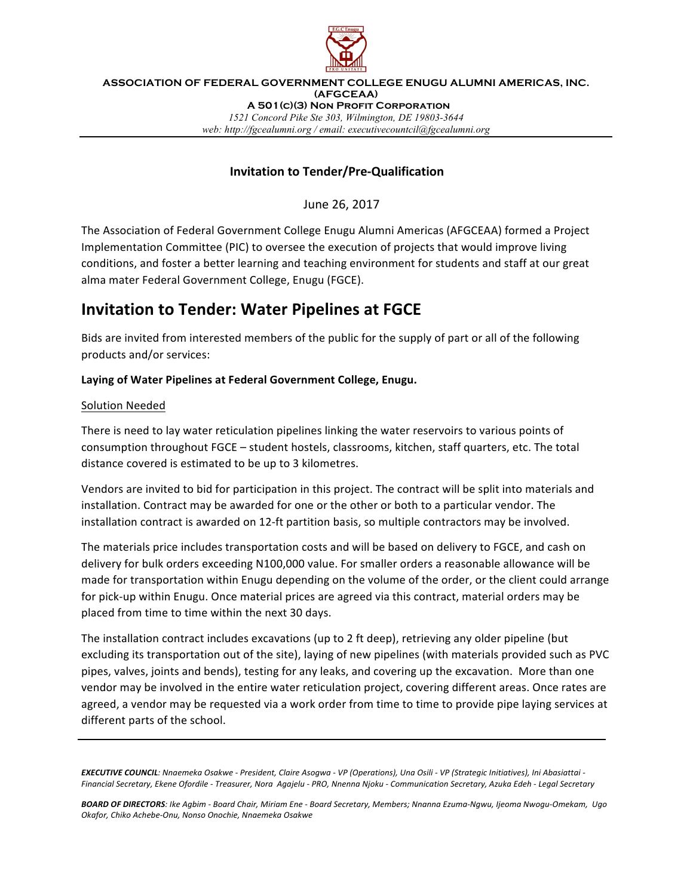**ASSOCIATION OF FEDERAL GOVERNMENT COLLEGE ENUGU ALUMNI AMERICAS, INC. (AFGCEAA)**

**A 501(c)(3) Non Profit Corporation**

*1521 Concord Pike Ste 303, Wilmington, DE 19803-3644*

*web: http://fgcealumni.org / email: executivecountcil@fgcealumni.org*

---

**Invitation to Tender/Pre-Qualification**

June 26, 2017

The Association of Federal Government College Enugu Alumni Americas (AFGCEAA) formed a Project Implementation Committee (PIC) to oversee the execution of projects that would improve living conditions, and foster a better learning and teaching environment for students and staff at our great alma mater Federal Government College, Enugu (FGCE).

# Invitation to Tender: Water Pipelines at FGCE

Bids are invited from interested members of the public for the supply of part or all of the following products and/or services:

**Laying of Water Pipelines at Federal Government College, Enugu.**

Solution Needed

There is need to lay water reticulation pipelines linking the water reservoirs to various points of consumption throughout FGCE – student hostels, classrooms, kitchen, staff quarters, etc. The total distance covered is estimated to be up to 3 kilometres.

Vendors are invited to bid for participation in this project. The contract will be split into materials and installation. Contract may be awarded for one or the other or both to a particular vendor. The installation contract is awarded on 12-ft partition basis, so multiple contractors may be involved.

The materials price includes transportation costs and will be based on delivery to FGCE, and cash on delivery for bulk orders exceeding N100,000 value. For smaller orders a reasonable allowance will be made for transportation within Enugu depending on the volume of the order, or the client could arrange for pick-up within Enugu. Once material prices are agreed via this contract, material orders may be placed from time to time within the next 30 days.

The installation contract includes excavations (up to 2 ft deep), retrieving any older pipeline (but excluding its transportation out of the site), laying of new pipelines (with materials provided such as PVC pipes, valves, joints and bends), testing for any leaks, and covering up the excavation. More than one vendor may be involved in the entire water reticulation project, covering different areas. Once rates are agreed, a vendor may be requested via a work order from time to time to provide pipe laying services at different parts of the school.

---

***EXECUTIVE COUNCIL**: Nnaemeka Osakwe - President, Claire Asogwa - VP (Operations), Una Osili - VP (Strategic Initiatives), Ini Abasiattai - Financial Secretary, Ekene Ofordile - Treasurer, Nora Agajelu - PRO, Nnenna Njoku - Communication Secretary, Azuka Edeh - Legal Secretary*

***BOARD OF DIRECTORS**: Ike Agbim - Board Chair, Miriam Ene - Board Secretary, Members; Nnanna Ezuma-Ngwu, Ijeoma Nwogu-Omekam, Ugo Okafor, Chiko Achebe-Onu, Nonso Onochie, Nnaemeka Osakwe*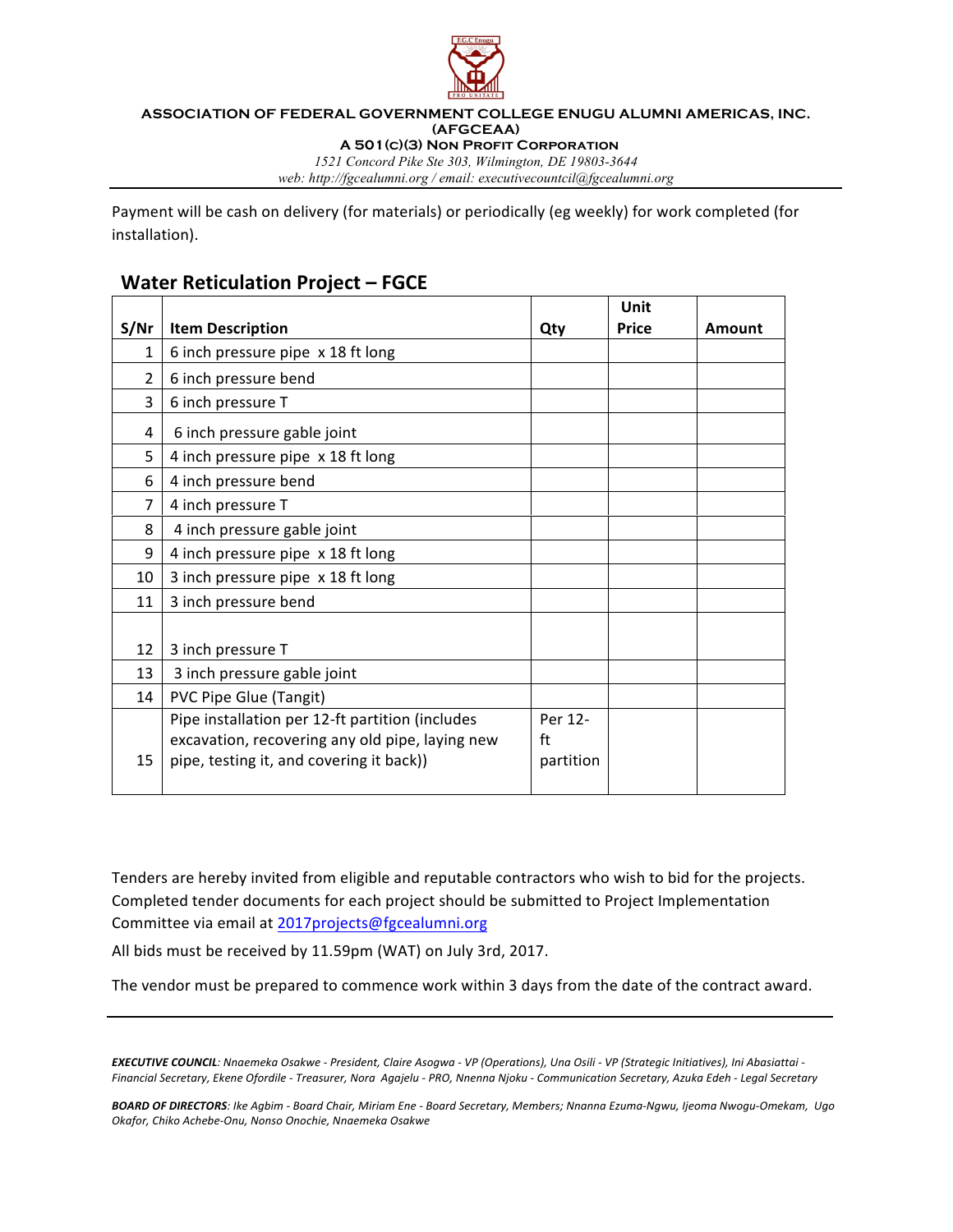**ASSOCIATION OF FEDERAL GOVERNMENT COLLEGE ENUGU ALUMNI AMERICAS, INC. (AFGCEAA)**

**A 501(C)(3) NON PROFIT CORPORATION**

*1521 Concord Pike Ste 303, Wilmington, DE 19803-3644*

*web: http://fgcealumni.org / email: executivecountcil@fgcealumni.org*

Payment will be cash on delivery (for materials) or periodically (eg weekly) for work completed (for installation).

## Water Reticulation Project – FGCE

| S/Nr | Item Description | Qty | Unit Price | Amount |
|---|---|---|---|---|
| 1 | 6 inch pressure pipe x 18 ft long | | | |
| 2 | 6 inch pressure bend | | | |
| 3 | 6 inch pressure T | | | |
| 4 | 6 inch pressure gable joint | | | |
| 5 | 4 inch pressure pipe x 18 ft long | | | |
| 6 | 4 inch pressure bend | | | |
| 7 | 4 inch pressure T | | | |
| 8 | 4 inch pressure gable joint | | | |
| 9 | 4 inch pressure pipe x 18 ft long | | | |
| 10 | 3 inch pressure pipe x 18 ft long | | | |
| 11 | 3 inch pressure bend | | | |
| 12 | 3 inch pressure T | | | |
| 13 | 3 inch pressure gable joint | | | |
| 14 | PVC Pipe Glue (Tangit) | | | |
| 15 | Pipe installation per 12-ft partition (includes excavation, recovering any old pipe, laying new pipe, testing it, and covering it back)) | Per 12-ft partition | | |

Tenders are hereby invited from eligible and reputable contractors who wish to bid for the projects. Completed tender documents for each project should be submitted to Project Implementation Committee via email at 2017projects@fgcealumni.org

All bids must be received by 11.59pm (WAT) on July 3rd, 2017.

The vendor must be prepared to commence work within 3 days from the date of the contract award.

***EXECUTIVE COUNCIL**: Nnaemeka Osakwe - President, Claire Asogwa - VP (Operations), Una Osili - VP (Strategic Initiatives), Ini Abasiattai - Financial Secretary, Ekene Ofordile - Treasurer, Nora Agajelu - PRO, Nnenna Njoku - Communication Secretary, Azuka Edeh - Legal Secretary*

***BOARD OF DIRECTORS**: Ike Agbim - Board Chair, Miriam Ene - Board Secretary, Members; Nnanna Ezuma-Ngwu, Ijeoma Nwogu-Omekam, Ugo Okafor, Chiko Achebe-Onu, Nonso Onochie, Nnaemeka Osakwe*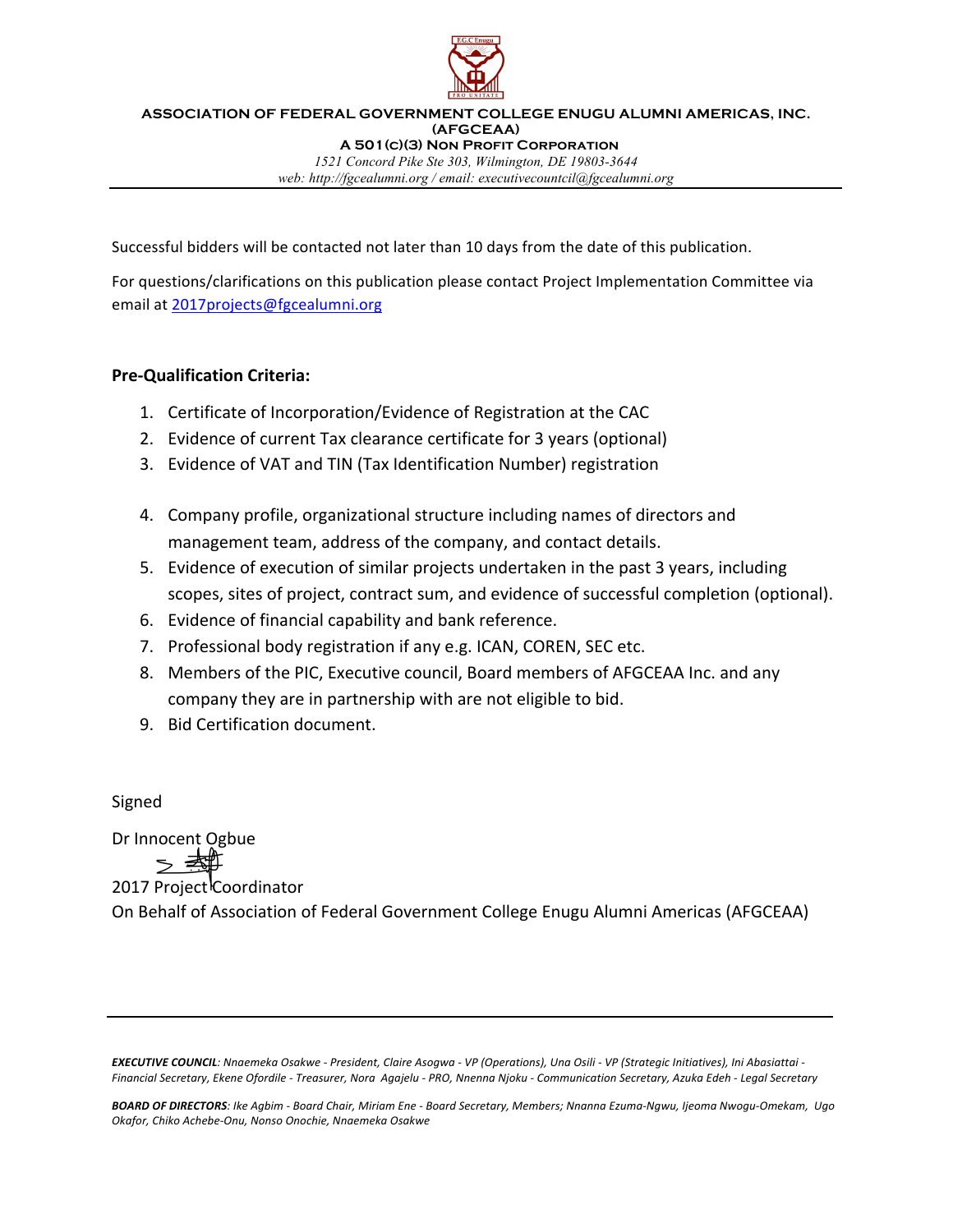Successful bidders will be contacted not later than 10 days from the date of this publication.

For questions/clarifications on this publication please contact Project Implementation Committee via email at 2017projects@fgcealumni.org

**Pre-Qualification Criteria:**

1. Certificate of Incorporation/Evidence of Registration at the CAC
2. Evidence of current Tax clearance certificate for 3 years (optional)
3. Evidence of VAT and TIN (Tax Identification Number) registration
4. Company profile, organizational structure including names of directors and management team, address of the company, and contact details.
5. Evidence of execution of similar projects undertaken in the past 3 years, including scopes, sites of project, contract sum, and evidence of successful completion (optional).
6. Evidence of financial capability and bank reference.
7. Professional body registration if any e.g. ICAN, COREN, SEC etc.
8. Members of the PIC, Executive council, Board members of AFGCEAA Inc. and any company they are in partnership with are not eligible to bid.
9. Bid Certification document.

Signed

Dr Innocent Ogbue

2017 Project Coordinator

On Behalf of Association of Federal Government College Enugu Alumni Americas (AFGCEAA)